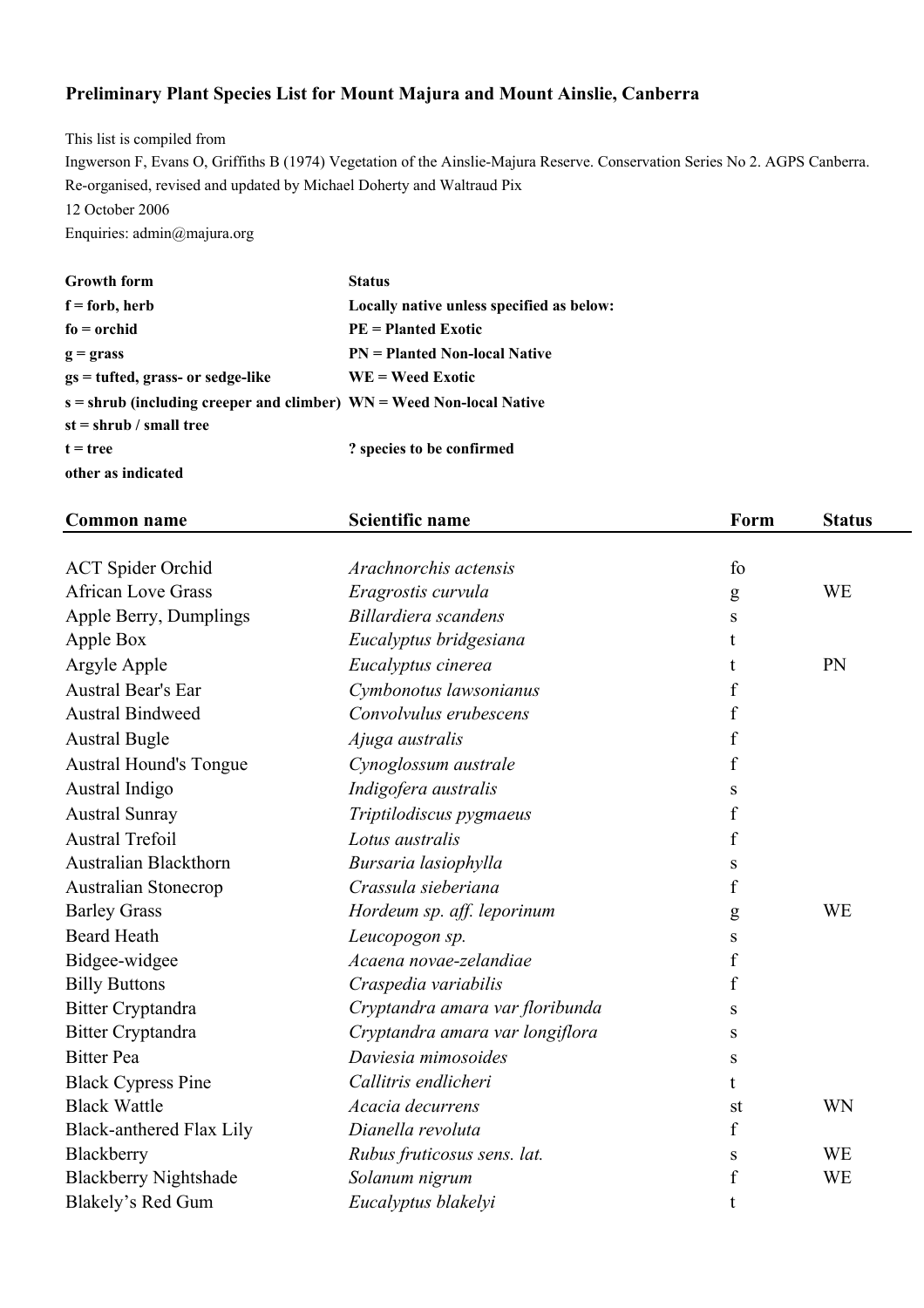# Preliminary Plant Species List for Mount Majura and Mount Ainslie, Canberra

This list is compiled from

Ingwerson F, Evans O, Griffiths B (1974) Vegetation of the Ainslie-Majura Reserve. Conservation Series No 2. AGPS Canberra.

Re-organised, revised and updated by Michael Doherty and Waltraud Pix

12 October 2006

Enquiries: admin@majura.org

| Growth form | Status |
|---|---|
| **f = forb, herb** | **Locally native unless specified as below:** |
| **fo = orchid** | **PE = Planted Exotic** |
| **g = grass** | **PN = Planted Non-local Native** |
| **gs = tufted, grass- or sedge-like** | **WE = Weed Exotic** |
| **s = shrub (including creeper and climber)** | **WN = Weed Non-local Native** |
| **st = shrub / small tree** | |
| **t = tree** | **? species to be confirmed** |
| **other as indicated** | |

| Common name | Scientific name | Form | Status |
|---|---|---|---|
| ACT Spider Orchid | *Arachnorchis actensis* | fo | |
| African Love Grass | *Eragrostis curvula* | g | WE |
| Apple Berry, Dumplings | *Billardiera scandens* | s | |
| Apple Box | *Eucalyptus bridgesiana* | t | |
| Argyle Apple | *Eucalyptus cinerea* | t | PN |
| Austral Bear's Ear | *Cymbonotus lawsonianus* | f | |
| Austral Bindweed | *Convolvulus erubescens* | f | |
| Austral Bugle | *Ajuga australis* | f | |
| Austral Hound's Tongue | *Cynoglossum australe* | f | |
| Austral Indigo | *Indigofera australis* | s | |
| Austral Sunray | *Triptilodiscus pygmaeus* | f | |
| Austral Trefoil | *Lotus australis* | f | |
| Australian Blackthorn | *Bursaria lasiophylla* | s | |
| Australian Stonecrop | *Crassula sieberiana* | f | |
| Barley Grass | *Hordeum sp. aff. leporinum* | g | WE |
| Beard Heath | *Leucopogon sp.* | s | |
| Bidgee-widgee | *Acaena novae-zelandiae* | f | |
| Billy Buttons | *Craspedia variabilis* | f | |
| Bitter Cryptandra | *Cryptandra amara var floribunda* | s | |
| Bitter Cryptandra | *Cryptandra amara var longiflora* | s | |
| Bitter Pea | *Daviesia mimosoides* | s | |
| Black Cypress Pine | *Callitris endlicheri* | t | |
| Black Wattle | *Acacia decurrens* | st | WN |
| Black-anthered Flax Lily | *Dianella revoluta* | f | |
| Blackberry | *Rubus fruticosus sens. lat.* | s | WE |
| Blackberry Nightshade | *Solanum nigrum* | f | WE |
| Blakely’s Red Gum | *Eucalyptus blakelyi* | t | |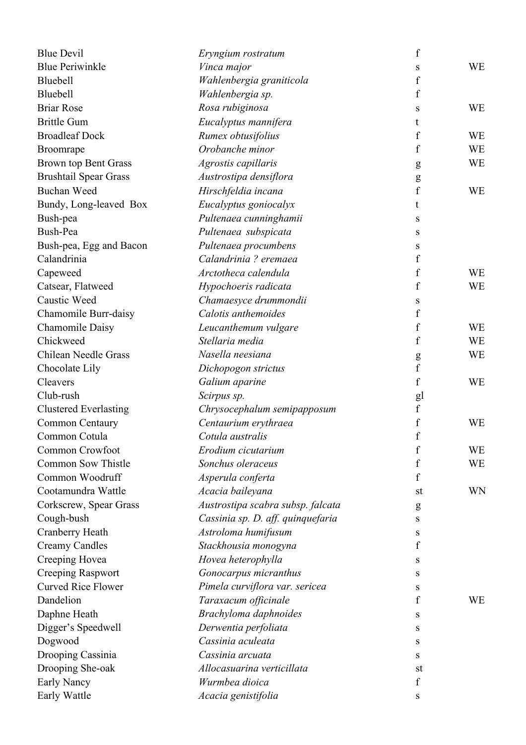| | | | |
|---|---|---|---|
| Blue Devil | *Eryngium rostratum* | f | |
| Blue Periwinkle | *Vinca major* | s | WE |
| Bluebell | *Wahlenbergia graniticola* | f | |
| Bluebell | *Wahlenbergia sp.* | f | |
| Briar Rose | *Rosa rubiginosa* | s | WE |
| Brittle Gum | *Eucalyptus mannifera* | t | |
| Broadleaf Dock | *Rumex obtusifolius* | f | WE |
| Broomrape | *Orobanche minor* | f | WE |
| Brown top Bent Grass | *Agrostis capillaris* | g | WE |
| Brushtail Spear Grass | *Austrostipa densiflora* | g | |
| Buchan Weed | *Hirschfeldia incana* | f | WE |
| Bundy, Long-leaved Box | *Eucalyptus goniocalyx* | t | |
| Bush-pea | *Pultenaea cunninghamii* | s | |
| Bush-Pea | *Pultenaea subspicata* | s | |
| Bush-pea, Egg and Bacon | *Pultenaea procumbens* | s | |
| Calandrinia | *Calandrinia ? eremaea* | f | |
| Capeweed | *Arctotheca calendula* | f | WE |
| Catsear, Flatweed | *Hypochoeris radicata* | f | WE |
| Caustic Weed | *Chamaesyce drummondii* | s | |
| Chamomile Burr-daisy | *Calotis anthemoides* | f | |
| Chamomile Daisy | *Leucanthemum vulgare* | f | WE |
| Chickweed | *Stellaria media* | f | WE |
| Chilean Needle Grass | *Nasella neesiana* | g | WE |
| Chocolate Lily | *Dichopogon strictus* | f | |
| Cleavers | *Galium aparine* | f | WE |
| Club-rush | *Scirpus sp.* | gl | |
| Clustered Everlasting | *Chrysocephalum semipapposum* | f | |
| Common Centaury | *Centaurium erythraea* | f | WE |
| Common Cotula | *Cotula australis* | f | |
| Common Crowfoot | *Erodium cicutarium* | f | WE |
| Common Sow Thistle | *Sonchus oleraceus* | f | WE |
| Common Woodruff | *Asperula conferta* | f | |
| Cootamundra Wattle | *Acacia baileyana* | st | WN |
| Corkscrew, Spear Grass | *Austrostipa scabra subsp. falcata* | g | |
| Cough-bush | *Cassinia sp. D. aff. quinquefaria* | s | |
| Cranberry Heath | *Astroloma humifusum* | s | |
| Creamy Candles | *Stackhousia monogyna* | f | |
| Creeping Hovea | *Hovea heterophylla* | s | |
| Creeping Raspwort | *Gonocarpus micranthus* | s | |
| Curved Rice Flower | *Pimela curviflora var. sericea* | s | |
| Dandelion | *Taraxacum officinale* | f | WE |
| Daphne Heath | *Brachyloma daphnoides* | s | |
| Digger's Speedwell | *Derwentia perfoliata* | s | |
| Dogwood | *Cassinia aculeata* | s | |
| Drooping Cassinia | *Cassinia arcuata* | s | |
| Drooping She-oak | *Allocasuarina verticillata* | st | |
| Early Nancy | *Wurmbea dioica* | f | |
| Early Wattle | *Acacia genistifolia* | s | |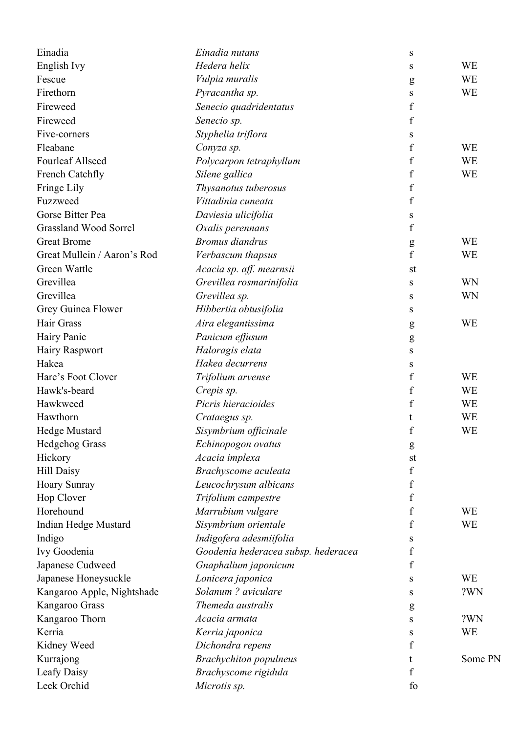| | | | |
|---|---|---|---|
| Einadia | *Einadia nutans* | s | |
| English Ivy | *Hedera helix* | s | WE |
| Fescue | *Vulpia muralis* | g | WE |
| Firethorn | *Pyracantha sp.* | s | WE |
| Fireweed | *Senecio quadridentatus* | f | |
| Fireweed | *Senecio sp.* | f | |
| Five-corners | *Styphelia triflora* | s | |
| Fleabane | *Conyza sp.* | f | WE |
| Fourleaf Allseed | *Polycarpon tetraphyllum* | f | WE |
| French Catchfly | *Silene gallica* | f | WE |
| Fringe Lily | *Thysanotus tuberosus* | f | |
| Fuzzweed | *Vittadinia cuneata* | f | |
| Gorse Bitter Pea | *Daviesia ulicifolia* | s | |
| Grassland Wood Sorrel | *Oxalis perennans* | f | |
| Great Brome | *Bromus diandrus* | g | WE |
| Great Mullein / Aaron's Rod | *Verbascum thapsus* | f | WE |
| Green Wattle | *Acacia sp. aff. mearnsii* | st | |
| Grevillea | *Grevillea rosmarinifolia* | s | WN |
| Grevillea | *Grevillea sp.* | s | WN |
| Grey Guinea Flower | *Hibbertia obtusifolia* | s | |
| Hair Grass | *Aira elegantissima* | g | WE |
| Hairy Panic | *Panicum effusum* | g | |
| Hairy Raspwort | *Haloragis elata* | s | |
| Hakea | *Hakea decurrens* | s | |
| Hare's Foot Clover | *Trifolium arvense* | f | WE |
| Hawk's-beard | *Crepis sp.* | f | WE |
| Hawkweed | *Picris hieracioides* | f | WE |
| Hawthorn | *Crataegus sp.* | t | WE |
| Hedge Mustard | *Sisymbrium officinale* | f | WE |
| Hedgehog Grass | *Echinopogon ovatus* | g | |
| Hickory | *Acacia implexa* | st | |
| Hill Daisy | *Brachyscome aculeata* | f | |
| Hoary Sunray | *Leucochrysum albicans* | f | |
| Hop Clover | *Trifolium campestre* | f | |
| Horehound | *Marrubium vulgare* | f | WE |
| Indian Hedge Mustard | *Sisymbrium orientale* | f | WE |
| Indigo | *Indigofera adesmiifolia* | s | |
| Ivy Goodenia | *Goodenia hederacea subsp. hederacea* | f | |
| Japanese Cudweed | *Gnaphalium japonicum* | f | |
| Japanese Honeysuckle | *Lonicera japonica* | s | WE |
| Kangaroo Apple, Nightshade | *Solanum ? aviculare* | s | ?WN |
| Kangaroo Grass | *Themeda australis* | g | |
| Kangaroo Thorn | *Acacia armata* | s | ?WN |
| Kerria | *Kerria japonica* | s | WE |
| Kidney Weed | *Dichondra repens* | f | |
| Kurrajong | *Brachychiton populneus* | t | Some PN |
| Leafy Daisy | *Brachyscome rigidula* | f | |
| Leek Orchid | *Microtis sp.* | fo | |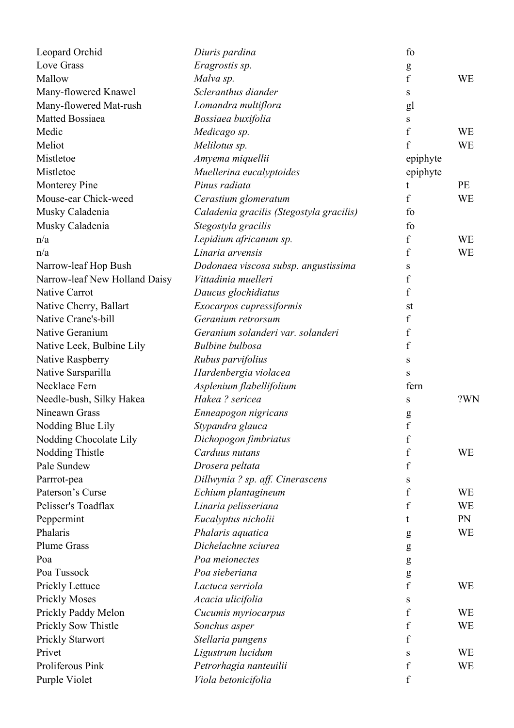| | | | |
|---|---|---|---|
| Leopard Orchid | *Diuris pardina* | fo | |
| Love Grass | *Eragrostis sp.* | g | |
| Mallow | *Malva sp.* | f | WE |
| Many-flowered Knawel | *Scleranthus diander* | s | |
| Many-flowered Mat-rush | *Lomandra multiflora* | gl | |
| Matted Bossiaea | *Bossiaea buxifolia* | s | |
| Medic | *Medicago sp.* | f | WE |
| Meliot | *Melilotus sp.* | f | WE |
| Mistletoe | *Amyema miquellii* | epiphyte | |
| Mistletoe | *Muellerina eucalyptoides* | epiphyte | |
| Monterey Pine | *Pinus radiata* | t | PE |
| Mouse-ear Chick-weed | *Cerastium glomeratum* | f | WE |
| Musky Caladenia | *Caladenia gracilis (Stegostyla gracilis)* | fo | |
| Musky Caladenia | *Stegostyla gracilis* | fo | |
| n/a | *Lepidium africanum sp.* | f | WE |
| n/a | *Linaria arvensis* | f | WE |
| Narrow-leaf Hop Bush | *Dodonaea viscosa subsp. angustissima* | s | |
| Narrow-leaf New Holland Daisy | *Vittadinia muelleri* | f | |
| Native Carrot | *Daucus glochidiatus* | f | |
| Native Cherry, Ballart | *Exocarpos cupressiformis* | st | |
| Native Crane's-bill | *Geranium retrorsum* | f | |
| Native Geranium | *Geranium solanderi var. solanderi* | f | |
| Native Leek, Bulbine Lily | *Bulbine bulbosa* | f | |
| Native Raspberry | *Rubus parvifolius* | s | |
| Native Sarsparilla | *Hardenbergia violacea* | s | |
| Necklace Fern | *Asplenium flabellifolium* | fern | |
| Needle-bush, Silky Hakea | *Hakea ? sericea* | s | ?WN |
| Nineawn Grass | *Enneapogon nigricans* | g | |
| Nodding Blue Lily | *Stypandra glauca* | f | |
| Nodding Chocolate Lily | *Dichopogon fimbriatus* | f | |
| Nodding Thistle | *Carduus nutans* | f | WE |
| Pale Sundew | *Drosera peltata* | f | |
| Parrrot-pea | *Dillwynia ? sp. aff. Cinerascens* | s | |
| Paterson's Curse | *Echium plantagineum* | f | WE |
| Pelisser's Toadflax | *Linaria pelisseriana* | f | WE |
| Peppermint | *Eucalyptus nicholii* | t | PN |
| Phalaris | *Phalaris aquatica* | g | WE |
| Plume Grass | *Dichelachne sciurea* | g | |
| Poa | *Poa meionectes* | g | |
| Poa Tussock | *Poa sieberiana* | g | |
| Prickly Lettuce | *Lactuca serriola* | f | WE |
| Prickly Moses | *Acacia ulicifolia* | s | |
| Prickly Paddy Melon | *Cucumis myriocarpus* | f | WE |
| Prickly Sow Thistle | *Sonchus asper* | f | WE |
| Prickly Starwort | *Stellaria pungens* | f | |
| Privet | *Ligustrum lucidum* | s | WE |
| Proliferous Pink | *Petrorhagia nanteuilii* | f | WE |
| Purple Violet | *Viola betonicifolia* | f | |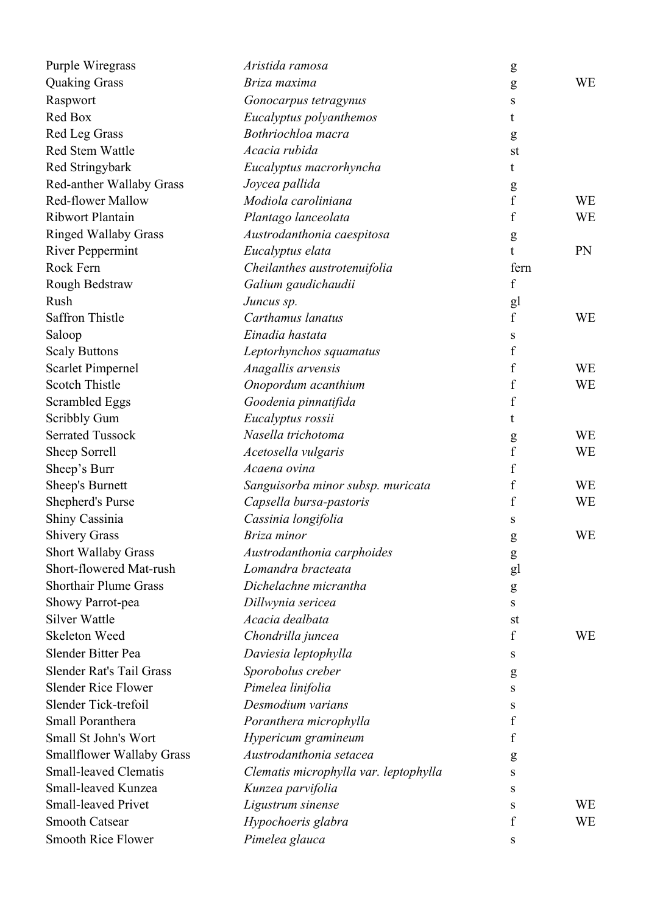| | | | |
|---|---|---|---|
| Purple Wiregrass | *Aristida ramosa* | g | |
| Quaking Grass | *Briza maxima* | g | WE |
| Raspwort | *Gonocarpus tetragynus* | s | |
| Red Box | *Eucalyptus polyanthemos* | t | |
| Red Leg Grass | *Bothriochloa macra* | g | |
| Red Stem Wattle | *Acacia rubida* | st | |
| Red Stringybark | *Eucalyptus macrorhyncha* | t | |
| Red-anther Wallaby Grass | *Joycea pallida* | g | |
| Red-flower Mallow | *Modiola caroliniana* | f | WE |
| Ribwort Plantain | *Plantago lanceolata* | f | WE |
| Ringed Wallaby Grass | *Austrodanthonia caespitosa* | g | |
| River Peppermint | *Eucalyptus elata* | t | PN |
| Rock Fern | *Cheilanthes austrotenuifolia* | fern | |
| Rough Bedstraw | *Galium gaudichaudii* | f | |
| Rush | *Juncus sp.* | gl | |
| Saffron Thistle | *Carthamus lanatus* | f | WE |
| Saloop | *Einadia hastata* | s | |
| Scaly Buttons | *Leptorhynchos squamatus* | f | |
| Scarlet Pimpernel | *Anagallis arvensis* | f | WE |
| Scotch Thistle | *Onopordum acanthium* | f | WE |
| Scrambled Eggs | *Goodenia pinnatifida* | f | |
| Scribbly Gum | *Eucalyptus rossii* | t | |
| Serrated Tussock | *Nasella trichotoma* | g | WE |
| Sheep Sorrell | *Acetosella vulgaris* | f | WE |
| Sheep's Burr | *Acaena ovina* | f | |
| Sheep's Burnett | *Sanguisorba minor subsp. muricata* | f | WE |
| Shepherd's Purse | *Capsella bursa-pastoris* | f | WE |
| Shiny Cassinia | *Cassinia longifolia* | s | |
| Shivery Grass | *Briza minor* | g | WE |
| Short Wallaby Grass | *Austrodanthonia carphoides* | g | |
| Short-flowered Mat-rush | *Lomandra bracteata* | gl | |
| Shorthair Plume Grass | *Dichelachne micrantha* | g | |
| Showy Parrot-pea | *Dillwynia sericea* | s | |
| Silver Wattle | *Acacia dealbata* | st | |
| Skeleton Weed | *Chondrilla juncea* | f | WE |
| Slender Bitter Pea | *Daviesia leptophylla* | s | |
| Slender Rat's Tail Grass | *Sporobolus creber* | g | |
| Slender Rice Flower | *Pimelea linifolia* | s | |
| Slender Tick-trefoil | *Desmodium varians* | s | |
| Small Poranthera | *Poranthera microphylla* | f | |
| Small St John's Wort | *Hypericum gramineum* | f | |
| Smallflower Wallaby Grass | *Austrodanthonia setacea* | g | |
| Small-leaved Clematis | *Clematis microphylla var. leptophylla* | s | |
| Small-leaved Kunzea | *Kunzea parvifolia* | s | |
| Small-leaved Privet | *Ligustrum sinense* | s | WE |
| Smooth Catsear | *Hypochoeris glabra* | f | WE |
| Smooth Rice Flower | *Pimelea glauca* | s | |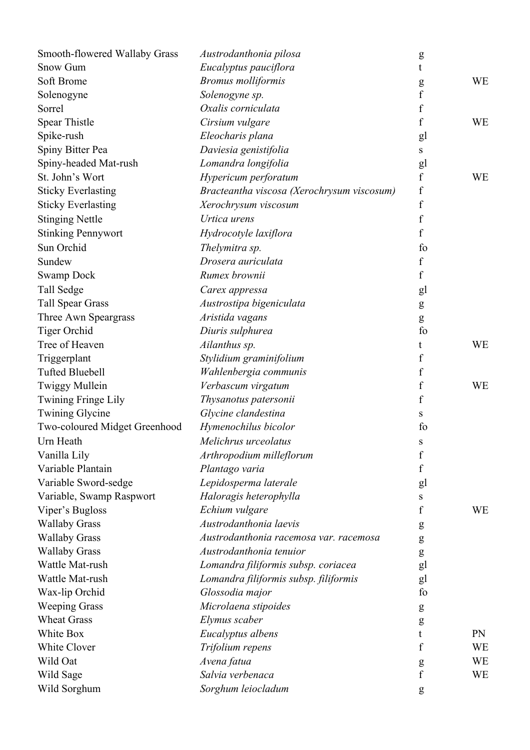| | | | |
|---|---|---|---|
| Smooth-flowered Wallaby Grass | *Austrodanthonia pilosa* | g | |
| Snow Gum | *Eucalyptus pauciflora* | t | |
| Soft Brome | *Bromus molliformis* | g | WE |
| Solenogyne | *Solenogyne sp.* | f | |
| Sorrel | *Oxalis corniculata* | f | |
| Spear Thistle | *Cirsium vulgare* | f | WE |
| Spike-rush | *Eleocharis plana* | gl | |
| Spiny Bitter Pea | *Daviesia genistifolia* | s | |
| Spiny-headed Mat-rush | *Lomandra longifolia* | gl | |
| St. John's Wort | *Hypericum perforatum* | f | WE |
| Sticky Everlasting | *Bracteantha viscosa (Xerochrysum viscosum)* | f | |
| Sticky Everlasting | *Xerochrysum viscosum* | f | |
| Stinging Nettle | *Urtica urens* | f | |
| Stinking Pennywort | *Hydrocotyle laxiflora* | f | |
| Sun Orchid | *Thelymitra sp.* | fo | |
| Sundew | *Drosera auriculata* | f | |
| Swamp Dock | *Rumex brownii* | f | |
| Tall Sedge | *Carex appressa* | gl | |
| Tall Spear Grass | *Austrostipa bigeniculata* | g | |
| Three Awn Speargrass | *Aristida vagans* | g | |
| Tiger Orchid | *Diuris sulphurea* | fo | |
| Tree of Heaven | *Ailanthus sp.* | t | WE |
| Triggerplant | *Stylidium graminifolium* | f | |
| Tufted Bluebell | *Wahlenbergia communis* | f | |
| Twiggy Mullein | *Verbascum virgatum* | f | WE |
| Twining Fringe Lily | *Thysanotus patersonii* | f | |
| Twining Glycine | *Glycine clandestina* | s | |
| Two-coloured Midget Greenhood | *Hymenochilus bicolor* | fo | |
| Urn Heath | *Melichrus urceolatus* | s | |
| Vanilla Lily | *Arthropodium milleflorum* | f | |
| Variable Plantain | *Plantago varia* | f | |
| Variable Sword-sedge | *Lepidosperma laterale* | gl | |
| Variable, Swamp Raspwort | *Haloragis heterophylla* | s | |
| Viper's Bugloss | *Echium vulgare* | f | WE |
| Wallaby Grass | *Austrodanthonia laevis* | g | |
| Wallaby Grass | *Austrodanthonia racemosa var. racemosa* | g | |
| Wallaby Grass | *Austrodanthonia tenuior* | g | |
| Wattle Mat-rush | *Lomandra filiformis subsp. coriacea* | gl | |
| Wattle Mat-rush | *Lomandra filiformis subsp. filiformis* | gl | |
| Wax-lip Orchid | *Glossodia major* | fo | |
| Weeping Grass | *Microlaena stipoides* | g | |
| Wheat Grass | *Elymus scaber* | g | |
| White Box | *Eucalyptus albens* | t | PN |
| White Clover | *Trifolium repens* | f | WE |
| Wild Oat | *Avena fatua* | g | WE |
| Wild Sage | *Salvia verbenaca* | f | WE |
| Wild Sorghum | *Sorghum leiocladum* | g | |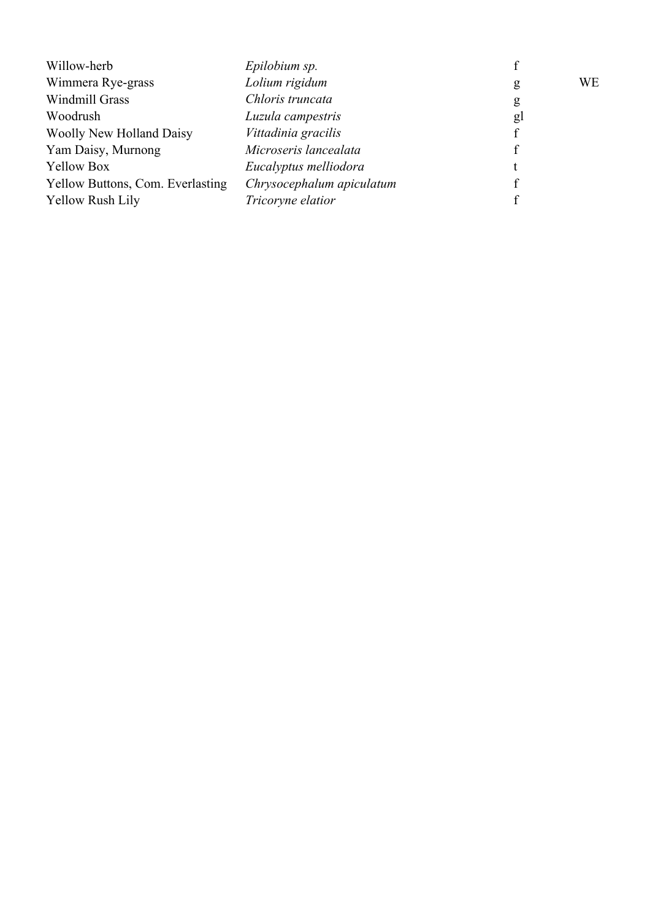| | | | |
|---|---|---|---|
| Willow-herb | *Epilobium sp.* | f | |
| Wimmera Rye-grass | *Lolium rigidum* | g | WE |
| Windmill Grass | *Chloris truncata* | g | |
| Woodrush | *Luzula campestris* | gl | |
| Woolly New Holland Daisy | *Vittadinia gracilis* | f | |
| Yam Daisy, Murnong | *Microseris lancealata* | f | |
| Yellow Box | *Eucalyptus melliodora* | t | |
| Yellow Buttons, Com. Everlasting | *Chrysocephalum apiculatum* | f | |
| Yellow Rush Lily | *Tricoryne elatior* | f | |